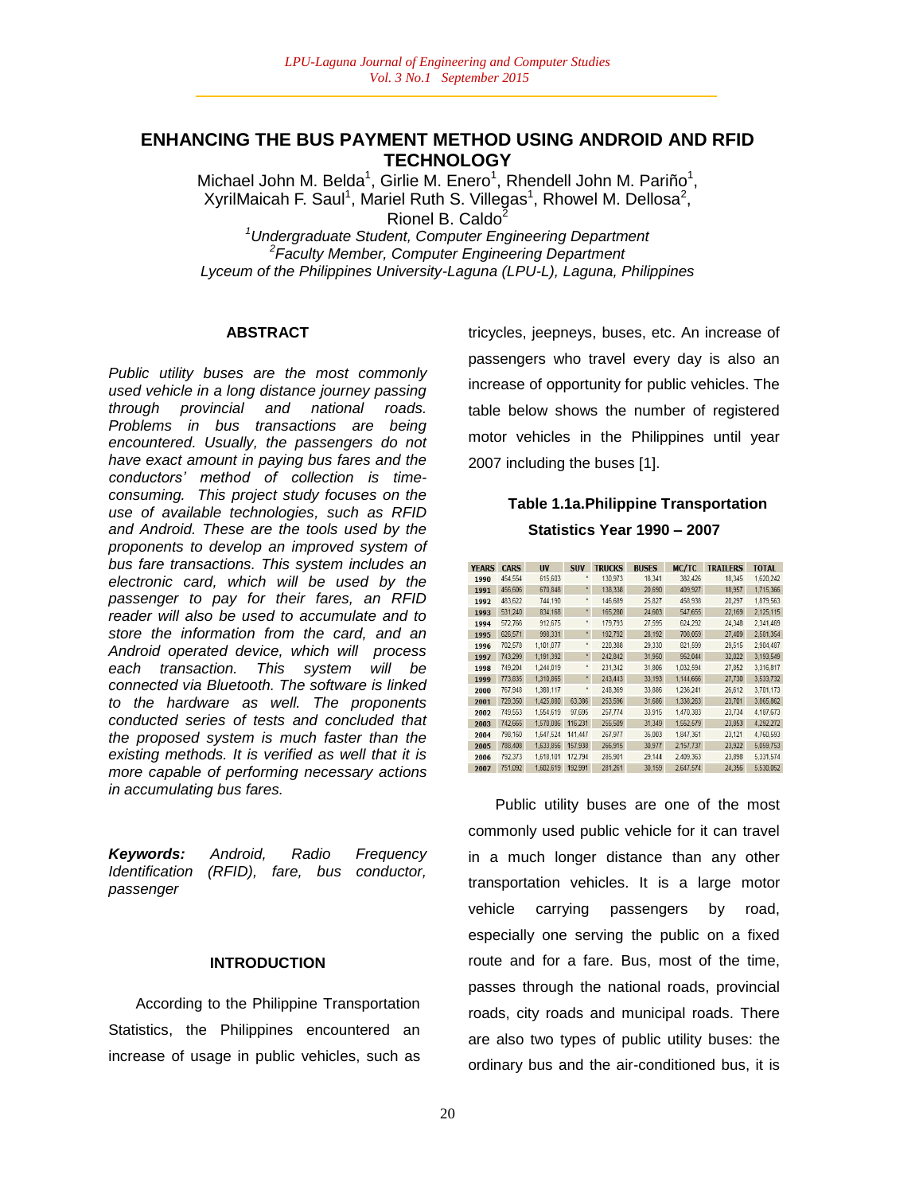# ENHANCING THE BUS PAYMENT METHOD USING ANDROID AND RFID TECHNOLOGY

Michael John M. Belda[1], Girlie M. Enero[1], Rhendell John M. Pariño[1], XyrilMaicah F. Saul[1], Mariel Ruth S. Villegas[1], Rhowel M. Dellosa[2], Rionel B. Caldo[2]

[1]*Undergraduate Student, Computer Engineering Department*
[2]*Faculty Member, Computer Engineering Department*
*Lyceum of the Philippines University-Laguna (LPU-L), Laguna, Philippines*

## ABSTRACT

*Public utility buses are the most commonly used vehicle in a long distance journey passing through provincial and national roads. Problems in bus transactions are being encountered. Usually, the passengers do not have exact amount in paying bus fares and the conductors' method of collection is time-consuming. This project study focuses on the use of available technologies, such as RFID and Android. These are the tools used by the proponents to develop an improved system of bus fare transactions. This system includes an electronic card, which will be used by the passenger to pay for their fares, an RFID reader will also be used to accumulate and to store the information from the card, and an Android operated device, which will process each transaction. This system will be connected via Bluetooth. The software is linked to the hardware as well. The proponents conducted series of tests and concluded that the proposed system is much faster than the existing methods. It is verified as well that it is more capable of performing necessary actions in accumulating bus fares.*

***Keywords:*** *Android, Radio Frequency Identification (RFID), fare, bus conductor, passenger*

## INTRODUCTION

According to the Philippine Transportation Statistics, the Philippines encountered an increase of usage in public vehicles, such as tricycles, jeepneys, buses, etc. An increase of passengers who travel every day is also an increase of opportunity for public vehicles. The table below shows the number of registered motor vehicles in the Philippines until year 2007 including the buses [1].

**Table 1.1a.Philippine Transportation Statistics Year 1990 – 2007**

| YEARS | CARS | UV | SUV | TRUCKS | BUSES | MC/TC | TRAILERS | TOTAL |
|---|---|---|---|---|---|---|---|---|
| 1990 | 454,554 | 615,603 | * | 130,973 | 18,341 | 382,426 | 18,345 | 1,620,242 |
| 1991 | 456,606 | 670,848 | * | 138,338 | 20,690 | 409,927 | 18,957 | 1,715,366 |
| 1992 | 483,622 | 744,190 | * | 146,689 | 25,827 | 458,938 | 20,297 | 1,879,563 |
| 1993 | 531,240 | 834,168 | * | 165,280 | 24,603 | 547,655 | 22,169 | 2,125,115 |
| 1994 | 572,766 | 912,675 | * | 179,793 | 27,595 | 624,292 | 24,348 | 2,341,469 |
| 1995 | 626,571 | 998,331 | * | 192,792 | 28,192 | 708,059 | 27,409 | 2,581,354 |
| 1996 | 702,578 | 1,101,077 | * | 220,388 | 29,330 | 821,599 | 29,515 | 2,904,487 |
| 1997 | 743,299 | 1,191,392 | * | 242,842 | 31,950 | 952,044 | 32,022 | 3,193,549 |
| 1998 | 749,204 | 1,244,019 | * | 231,342 | 31,806 | 1,032,594 | 27,852 | 3,316,817 |
| 1999 | 773,835 | 1,310,865 | * | 243,443 | 33,193 | 1,144,666 | 27,730 | 3,533,732 |
| 2000 | 767,948 | 1,388,117 | * | 248,369 | 33,886 | 1,236,241 | 26,612 | 3,701,173 |
| 2001 | 729,350 | 1,425,880 | 63,386 | 253,596 | 31,666 | 1,338,263 | 23,701 | 3,865,862 |
| 2002 | 749,553 | 1,554,619 | 97,695 | 257,774 | 33,915 | 1,470,383 | 23,734 | 4,187,673 |
| 2003 | 742,665 | 1,570,086 | 116,231 | 255,509 | 31,349 | 1,552,579 | 23,853 | 4,292,272 |
| 2004 | 798,160 | 1,647,524 | 141,447 | 267,977 | 35,003 | 1,847,361 | 23,121 | 4,760,593 |
| 2005 | 788,408 | 1,633,856 | 157,938 | 266,915 | 30,977 | 2,157,737 | 23,922 | 5,059,753 |
| 2006 | 792,373 | 1,618,101 | 172,794 | 285,901 | 29,144 | 2,409,363 | 23,898 | 5,331,574 |
| 2007 | 751,092 | 1,602,619 | 192,991 | 281,261 | 30,159 | 2,647,574 | 24,356 | 5,530,052 |

Public utility buses are one of the most commonly used public vehicle for it can travel in a much longer distance than any other transportation vehicles. It is a large motor vehicle carrying passengers by road, especially one serving the public on a fixed route and for a fare. Bus, most of the time, passes through the national roads, provincial roads, city roads and municipal roads. There are also two types of public utility buses: the ordinary bus and the air-conditioned bus, it is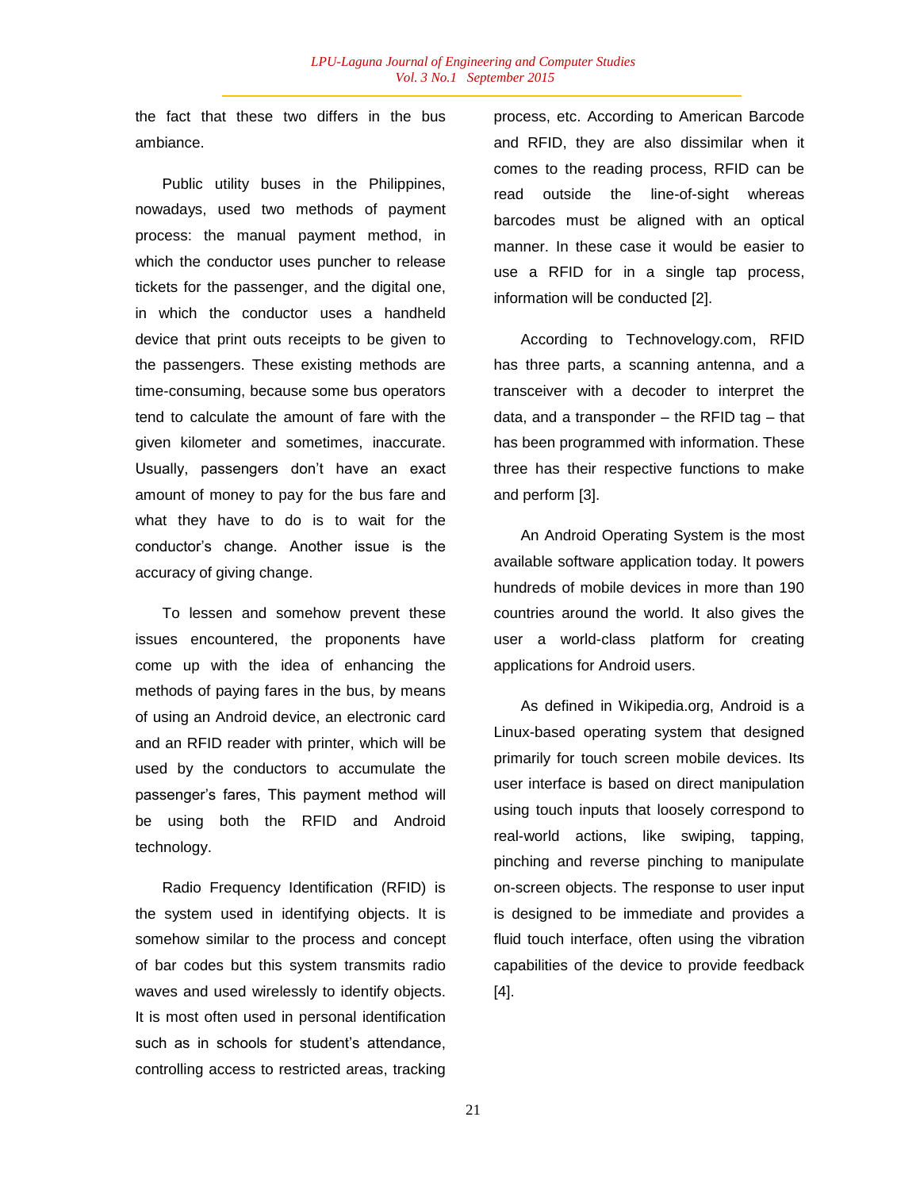the fact that these two differs in the bus ambiance.

Public utility buses in the Philippines, nowadays, used two methods of payment process: the manual payment method, in which the conductor uses puncher to release tickets for the passenger, and the digital one, in which the conductor uses a handheld device that print outs receipts to be given to the passengers. These existing methods are time-consuming, because some bus operators tend to calculate the amount of fare with the given kilometer and sometimes, inaccurate. Usually, passengers don't have an exact amount of money to pay for the bus fare and what they have to do is to wait for the conductor's change. Another issue is the accuracy of giving change.

To lessen and somehow prevent these issues encountered, the proponents have come up with the idea of enhancing the methods of paying fares in the bus, by means of using an Android device, an electronic card and an RFID reader with printer, which will be used by the conductors to accumulate the passenger's fares, This payment method will be using both the RFID and Android technology.

Radio Frequency Identification (RFID) is the system used in identifying objects. It is somehow similar to the process and concept of bar codes but this system transmits radio waves and used wirelessly to identify objects. It is most often used in personal identification such as in schools for student's attendance, controlling access to restricted areas, tracking process, etc. According to American Barcode and RFID, they are also dissimilar when it comes to the reading process, RFID can be read outside the line-of-sight whereas barcodes must be aligned with an optical manner. In these case it would be easier to use a RFID for in a single tap process, information will be conducted [2].

According to Technovelogy.com, RFID has three parts, a scanning antenna, and a transceiver with a decoder to interpret the data, and a transponder – the RFID tag – that has been programmed with information. These three has their respective functions to make and perform [3].

An Android Operating System is the most available software application today. It powers hundreds of mobile devices in more than 190 countries around the world. It also gives the user a world-class platform for creating applications for Android users.

As defined in Wikipedia.org, Android is a Linux-based operating system that designed primarily for touch screen mobile devices. Its user interface is based on direct manipulation using touch inputs that loosely correspond to real-world actions, like swiping, tapping, pinching and reverse pinching to manipulate on-screen objects. The response to user input is designed to be immediate and provides a fluid touch interface, often using the vibration capabilities of the device to provide feedback [4].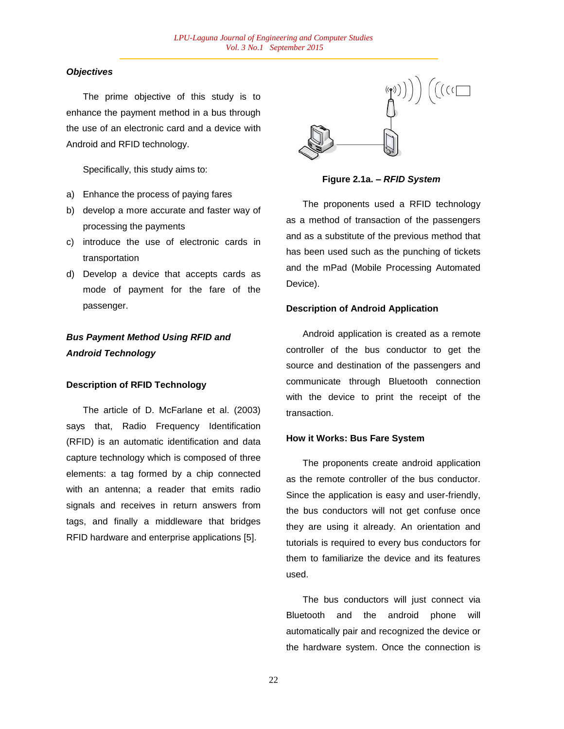***Objectives***

The prime objective of this study is to enhance the payment method in a bus through the use of an electronic card and a device with Android and RFID technology.

Specifically, this study aims to:

a) Enhance the process of paying fares
b) develop a more accurate and faster way of processing the payments
c) introduce the use of electronic cards in transportation
d) Develop a device that accepts cards as mode of payment for the fare of the passenger.

***Bus Payment Method Using RFID and Android Technology***

**Description of RFID Technology**

The article of D. McFarlane et al. (2003) says that, Radio Frequency Identification (RFID) is an automatic identification and data capture technology which is composed of three elements: a tag formed by a chip connected with an antenna; a reader that emits radio signals and receives in return answers from tags, and finally a middleware that bridges RFID hardware and enterprise applications [5].

**Figure 2.1a. –** ***RFID System***

The proponents used a RFID technology as a method of transaction of the passengers and as a substitute of the previous method that has been used such as the punching of tickets and the mPad (Mobile Processing Automated Device).

**Description of Android Application**

Android application is created as a remote controller of the bus conductor to get the source and destination of the passengers and communicate through Bluetooth connection with the device to print the receipt of the transaction.

**How it Works: Bus Fare System**

The proponents create android application as the remote controller of the bus conductor. Since the application is easy and user-friendly, the bus conductors will not get confuse once they are using it already. An orientation and tutorials is required to every bus conductors for them to familiarize the device and its features used.

The bus conductors will just connect via Bluetooth and the android phone will automatically pair and recognized the device or the hardware system. Once the connection is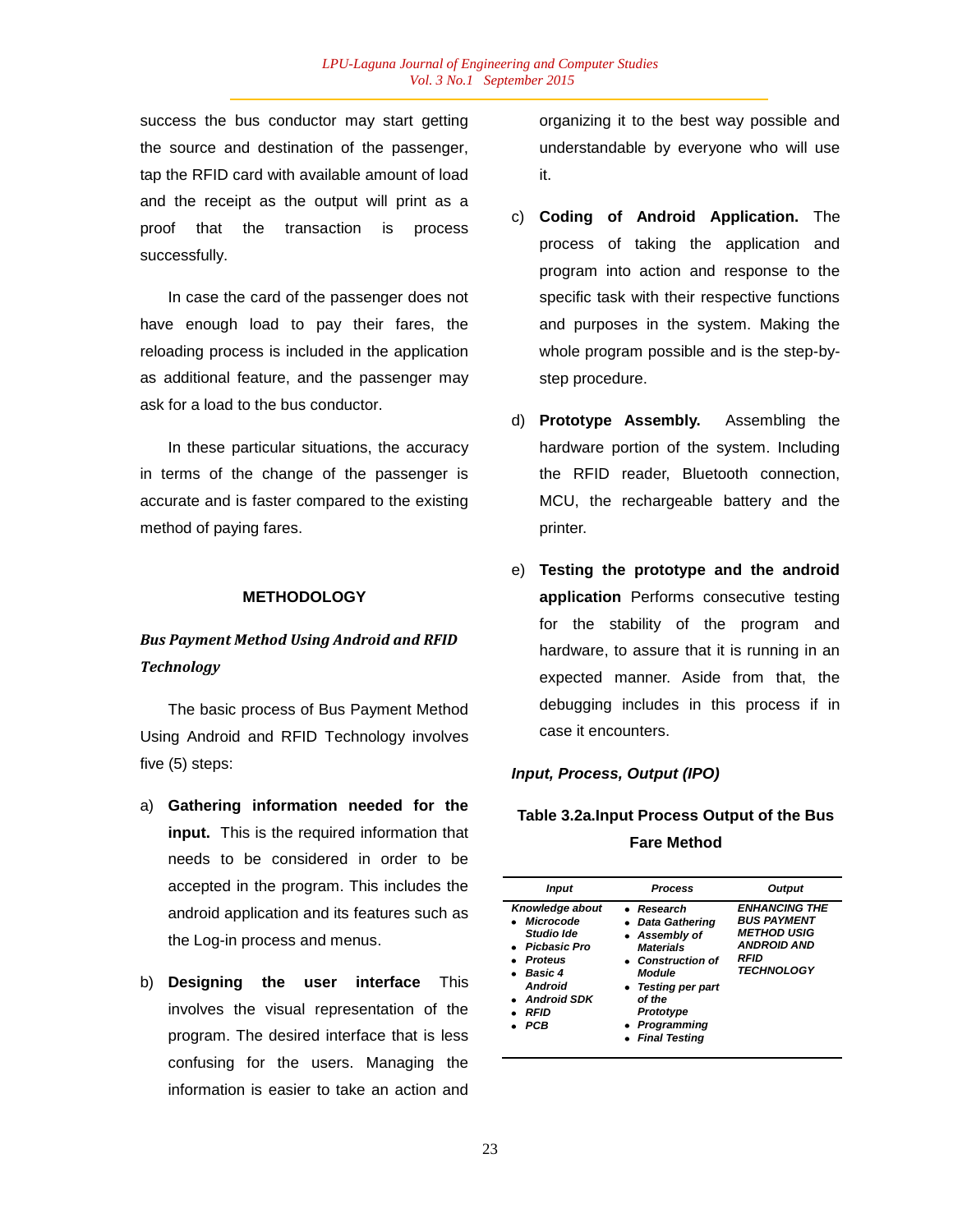success the bus conductor may start getting the source and destination of the passenger, tap the RFID card with available amount of load and the receipt as the output will print as a proof that the transaction is process successfully.

In case the card of the passenger does not have enough load to pay their fares, the reloading process is included in the application as additional feature, and the passenger may ask for a load to the bus conductor.

In these particular situations, the accuracy in terms of the change of the passenger is accurate and is faster compared to the existing method of paying fares.

## METHODOLOGY

### *Bus Payment Method Using Android and RFID Technology*

The basic process of Bus Payment Method Using Android and RFID Technology involves five (5) steps:

a) **Gathering information needed for the input.** This is the required information that needs to be considered in order to be accepted in the program. This includes the android application and its features such as the Log-in process and menus.

b) **Designing the user interface** This involves the visual representation of the program. The desired interface that is less confusing for the users. Managing the information is easier to take an action and organizing it to the best way possible and understandable by everyone who will use it.

c) **Coding of Android Application.** The process of taking the application and program into action and response to the specific task with their respective functions and purposes in the system. Making the whole program possible and is the step-by-step procedure.

d) **Prototype Assembly.** Assembling the hardware portion of the system. Including the RFID reader, Bluetooth connection, MCU, the rechargeable battery and the printer.

e) **Testing the prototype and the android application** Performs consecutive testing for the stability of the program and hardware, to assure that it is running in an expected manner. Aside from that, the debugging includes in this process if in case it encounters.

### *Input, Process, Output (IPO)*

**Table 3.2a.Input Process Output of the Bus Fare Method**

| *Input* | *Process* | *Output* |
|---|---|---|
| *Knowledge about*<br>• *Microcode Studio Ide*<br>• *Picbasic Pro*<br>• *Proteus*<br>• *Basic 4 Android*<br>• *Android SDK*<br>• *RFID*<br>• *PCB* | • *Research*<br>• *Data Gathering*<br>• *Assembly of Materials*<br>• *Construction of Module*<br>• *Testing per part of the Prototype*<br>• *Programming*<br>• *Final Testing* | *ENHANCING THE BUS PAYMENT METHOD USIG ANDROID AND RFID TECHNOLOGY* |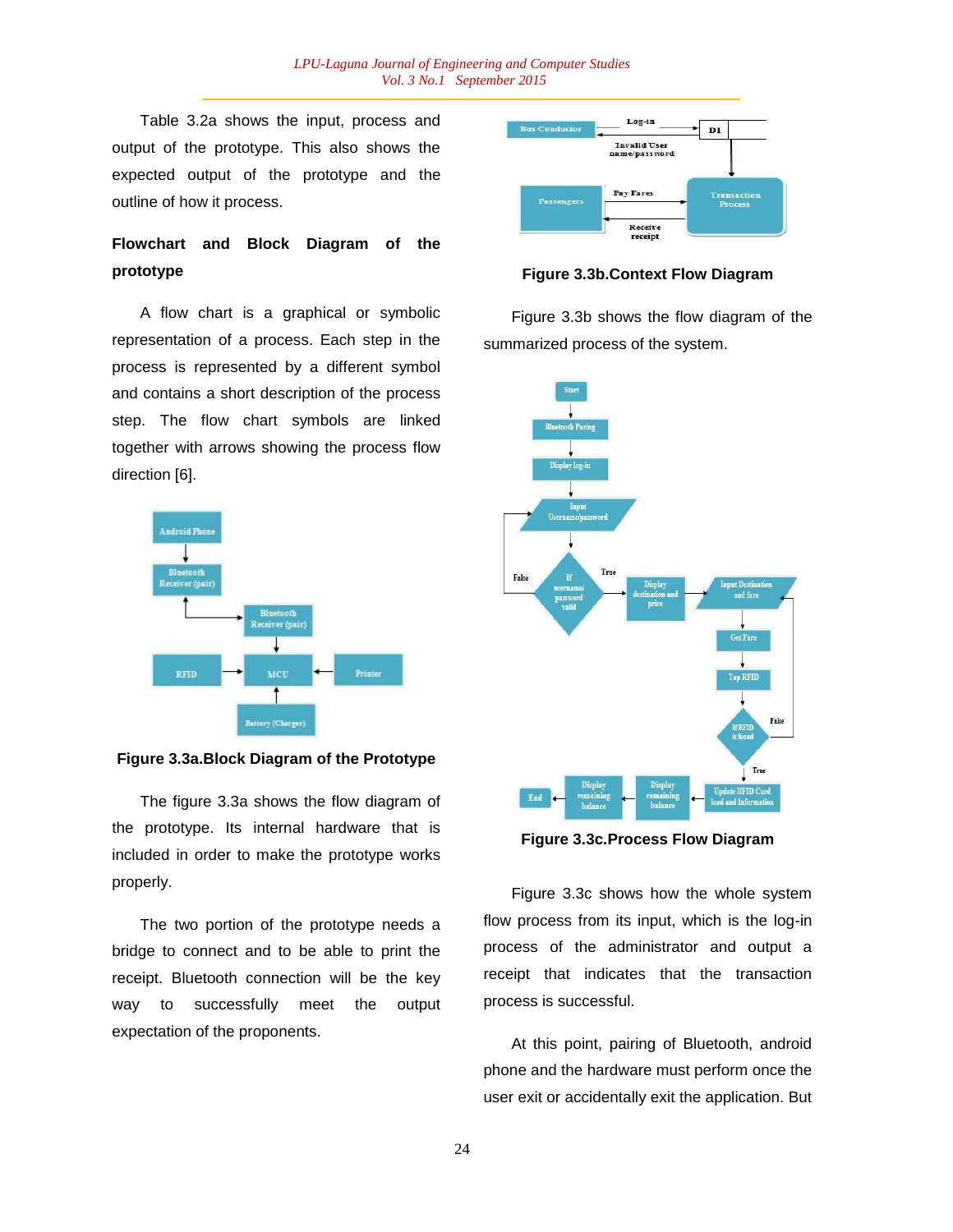Table 3.2a shows the input, process and output of the prototype. This also shows the expected output of the prototype and the outline of how it process.

**Flowchart and Block Diagram of the prototype**

A flow chart is a graphical or symbolic representation of a process. Each step in the process is represented by a different symbol and contains a short description of the process step. The flow chart symbols are linked together with arrows showing the process flow direction [6].

**Figure 3.3a.Block Diagram of the Prototype**

The figure 3.3a shows the flow diagram of the prototype. Its internal hardware that is included in order to make the prototype works properly.

The two portion of the prototype needs a bridge to connect and to be able to print the receipt. Bluetooth connection will be the key way to successfully meet the output expectation of the proponents.

**Figure 3.3b.Context Flow Diagram**

Figure 3.3b shows the flow diagram of the summarized process of the system.

**Figure 3.3c.Process Flow Diagram**

Figure 3.3c shows how the whole system flow process from its input, which is the log-in process of the administrator and output a receipt that indicates that the transaction process is successful.

At this point, pairing of Bluetooth, android phone and the hardware must perform once the user exit or accidentally exit the application. But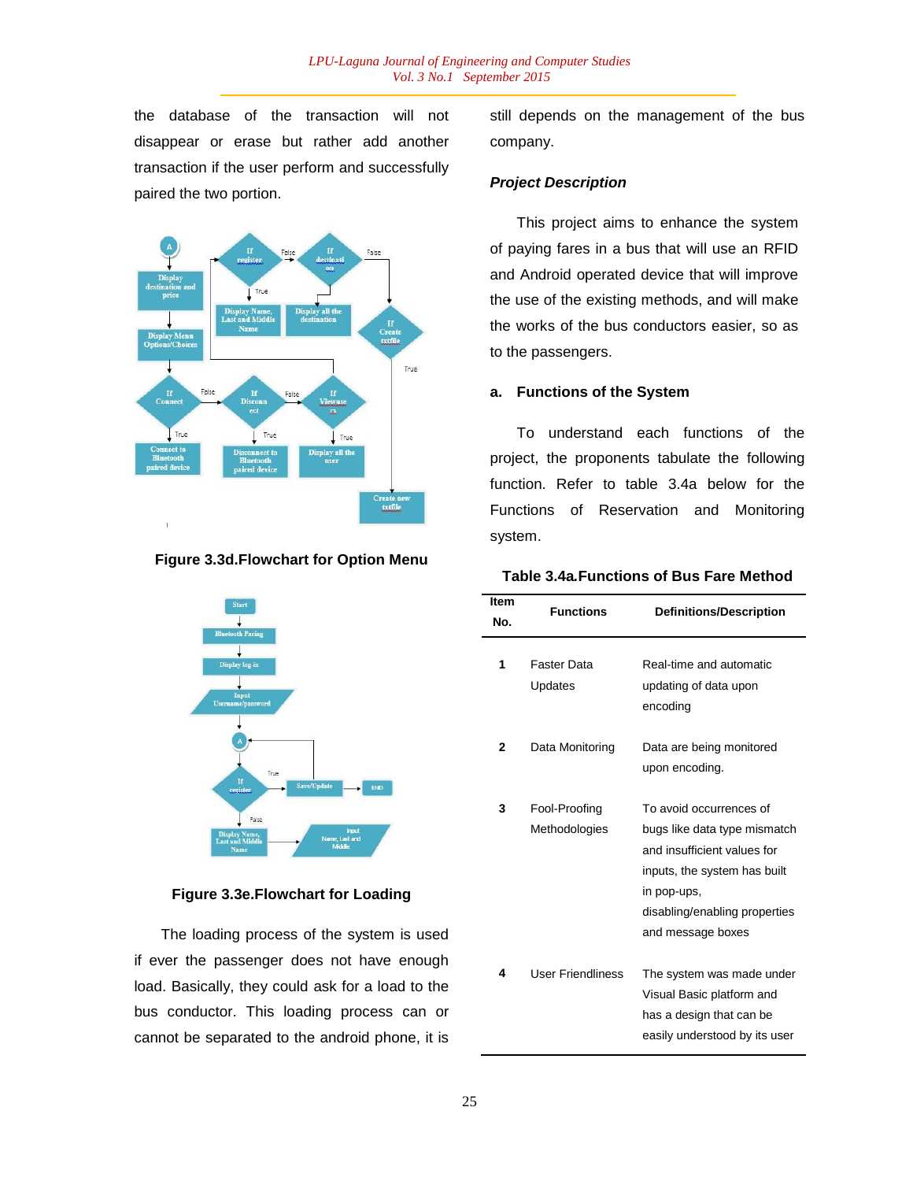the database of the transaction will not disappear or erase but rather add another transaction if the user perform and successfully paired the two portion.

Figure 3.3d.Flowchart for Option Menu

Figure 3.3e.Flowchart for Loading

The loading process of the system is used if ever the passenger does not have enough load. Basically, they could ask for a load to the bus conductor. This loading process can or cannot be separated to the android phone, it is still depends on the management of the bus company.

***Project Description***

This project aims to enhance the system of paying fares in a bus that will use an RFID and Android operated device that will improve the use of the existing methods, and will make the works of the bus conductors easier, so as to the passengers.

**a. Functions of the System**

To understand each functions of the project, the proponents tabulate the following function. Refer to table 3.4a below for the Functions of Reservation and Monitoring system.

**Table 3.4a.Functions of Bus Fare Method**

| Item No. | Functions | Definitions/Description |
|---|---|---|
| 1 | Faster Data Updates | Real-time and automatic updating of data upon encoding |
| 2 | Data Monitoring | Data are being monitored upon encoding. |
| 3 | Fool-Proofing Methodologies | To avoid occurrences of bugs like data type mismatch and insufficient values for inputs, the system has built in pop-ups, disabling/enabling properties and message boxes |
| 4 | User Friendliness | The system was made under Visual Basic platform and has a design that can be easily understood by its user |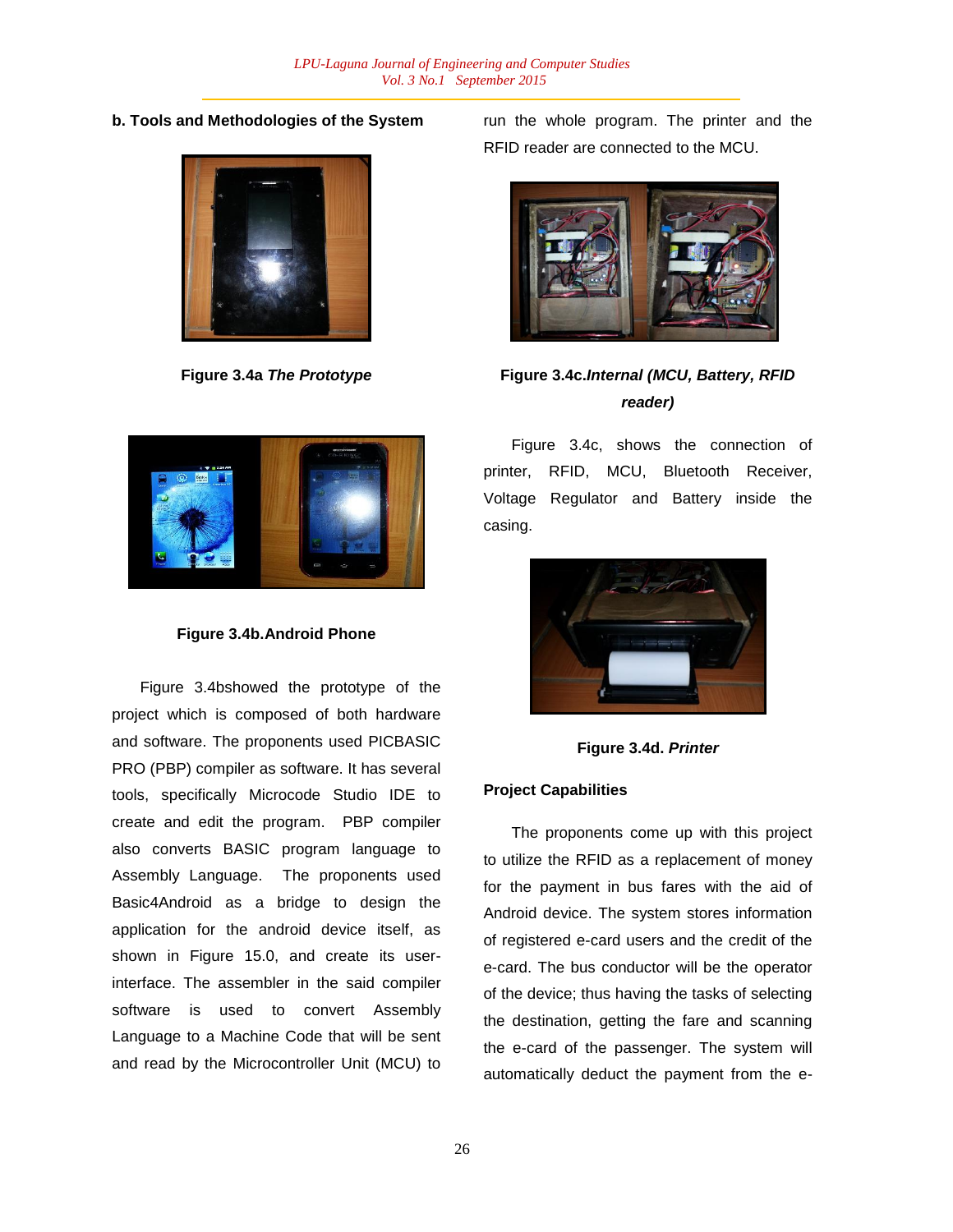**b. Tools and Methodologies of the System**

Figure 3.4a *The Prototype*

Figure 3.4b.Android Phone

Figure 3.4bshowed the prototype of the project which is composed of both hardware and software. The proponents used PICBASIC PRO (PBP) compiler as software. It has several tools, specifically Microcode Studio IDE to create and edit the program. PBP compiler also converts BASIC program language to Assembly Language. The proponents used Basic4Android as a bridge to design the application for the android device itself, as shown in Figure 15.0, and create its user-interface. The assembler in the said compiler software is used to convert Assembly Language to a Machine Code that will be sent and read by the Microcontroller Unit (MCU) to run the whole program. The printer and the RFID reader are connected to the MCU.

Figure 3.4c.*Internal (MCU, Battery, RFID reader)*

Figure 3.4c, shows the connection of printer, RFID, MCU, Bluetooth Receiver, Voltage Regulator and Battery inside the casing.

Figure 3.4d. *Printer*

**Project Capabilities**

The proponents come up with this project to utilize the RFID as a replacement of money for the payment in bus fares with the aid of Android device. The system stores information of registered e-card users and the credit of the e-card. The bus conductor will be the operator of the device; thus having the tasks of selecting the destination, getting the fare and scanning the e-card of the passenger. The system will automatically deduct the payment from the e-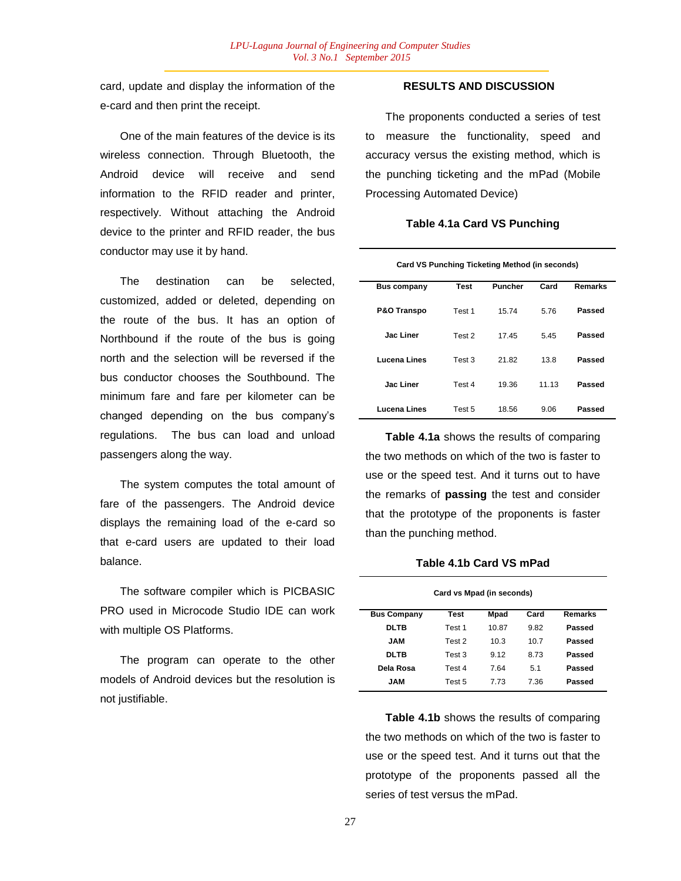card, update and display the information of the e-card and then print the receipt.

One of the main features of the device is its wireless connection. Through Bluetooth, the Android device will receive and send information to the RFID reader and printer, respectively. Without attaching the Android device to the printer and RFID reader, the bus conductor may use it by hand.

The destination can be selected, customized, added or deleted, depending on the route of the bus. It has an option of Northbound if the route of the bus is going north and the selection will be reversed if the bus conductor chooses the Southbound. The minimum fare and fare per kilometer can be changed depending on the bus company's regulations. The bus can load and unload passengers along the way.

The system computes the total amount of fare of the passengers. The Android device displays the remaining load of the e-card so that e-card users are updated to their load balance.

The software compiler which is PICBASIC PRO used in Microcode Studio IDE can work with multiple OS Platforms.

The program can operate to the other models of Android devices but the resolution is not justifiable.

## RESULTS AND DISCUSSION

The proponents conducted a series of test to measure the functionality, speed and accuracy versus the existing method, which is the punching ticketing and the mPad (Mobile Processing Automated Device)

**Table 4.1a Card VS Punching**

| Card VS Punching Ticketing Method (in seconds) | | | | |
|---|---|---|---|---|
| **Bus company** | **Test** | **Puncher** | **Card** | **Remarks** |
| **P&O Transpo** | Test 1 | 15.74 | 5.76 | **Passed** |
| **Jac Liner** | Test 2 | 17.45 | 5.45 | **Passed** |
| **Lucena Lines** | Test 3 | 21.82 | 13.8 | **Passed** |
| **Jac Liner** | Test 4 | 19.36 | 11.13 | **Passed** |
| **Lucena Lines** | Test 5 | 18.56 | 9.06 | **Passed** |

**Table 4.1a** shows the results of comparing the two methods on which of the two is faster to use or the speed test. And it turns out to have the remarks of **passing** the test and consider that the prototype of the proponents is faster than the punching method.

**Table 4.1b Card VS mPad**

| Card vs Mpad (in seconds) | | | | |
|---|---|---|---|---|
| **Bus Company** | **Test** | **Mpad** | **Card** | **Remarks** |
| **DLTB** | Test 1 | 10.87 | 9.82 | **Passed** |
| **JAM** | Test 2 | 10.3 | 10.7 | **Passed** |
| **DLTB** | Test 3 | 9.12 | 8.73 | **Passed** |
| **Dela Rosa** | Test 4 | 7.64 | 5.1 | **Passed** |
| **JAM** | Test 5 | 7.73 | 7.36 | **Passed** |

**Table 4.1b** shows the results of comparing the two methods on which of the two is faster to use or the speed test. And it turns out that the prototype of the proponents passed all the series of test versus the mPad.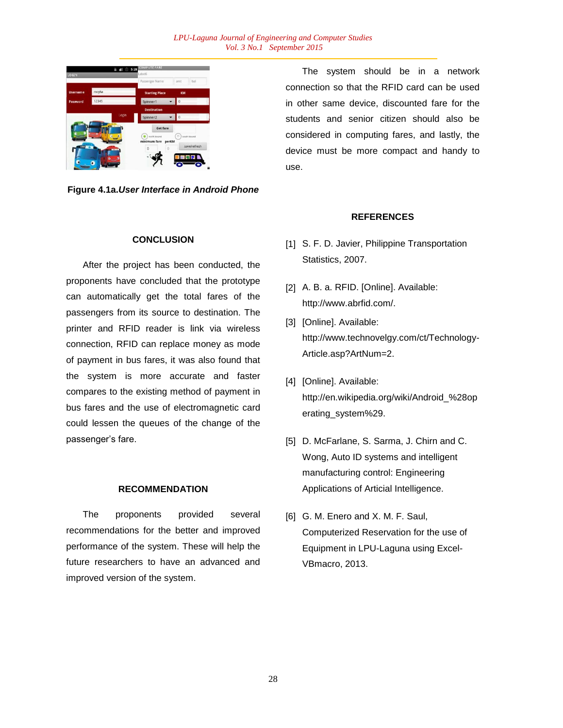Figure 4.1a.*User Interface in Android Phone*

## CONCLUSION

After the project has been conducted, the proponents have concluded that the prototype can automatically get the total fares of the passengers from its source to destination. The printer and RFID reader is link via wireless connection, RFID can replace money as mode of payment in bus fares, it was also found that the system is more accurate and faster compares to the existing method of payment in bus fares and the use of electromagnetic card could lessen the queues of the change of the passenger's fare.

## RECOMMENDATION

The proponents provided several recommendations for the better and improved performance of the system. These will help the future researchers to have an advanced and improved version of the system.

The system should be in a network connection so that the RFID card can be used in other same device, discounted fare for the students and senior citizen should also be considered in computing fares, and lastly, the device must be more compact and handy to use.

## REFERENCES

[1] S. F. D. Javier, Philippine Transportation Statistics, 2007.

[2] A. B. a. RFID. [Online]. Available: http://www.abrfid.com/.

[3] [Online]. Available: http://www.technovelgy.com/ct/Technology-Article.asp?ArtNum=2.

[4] [Online]. Available: http://en.wikipedia.org/wiki/Android_%28operating_system%29.

[5] D. McFarlane, S. Sarma, J. Chirn and C. Wong, Auto ID systems and intelligent manufacturing control: Engineering Applications of Articial Intelligence.

[6] G. M. Enero and X. M. F. Saul, Computerized Reservation for the use of Equipment in LPU-Laguna using Excel-VBmacro, 2013.